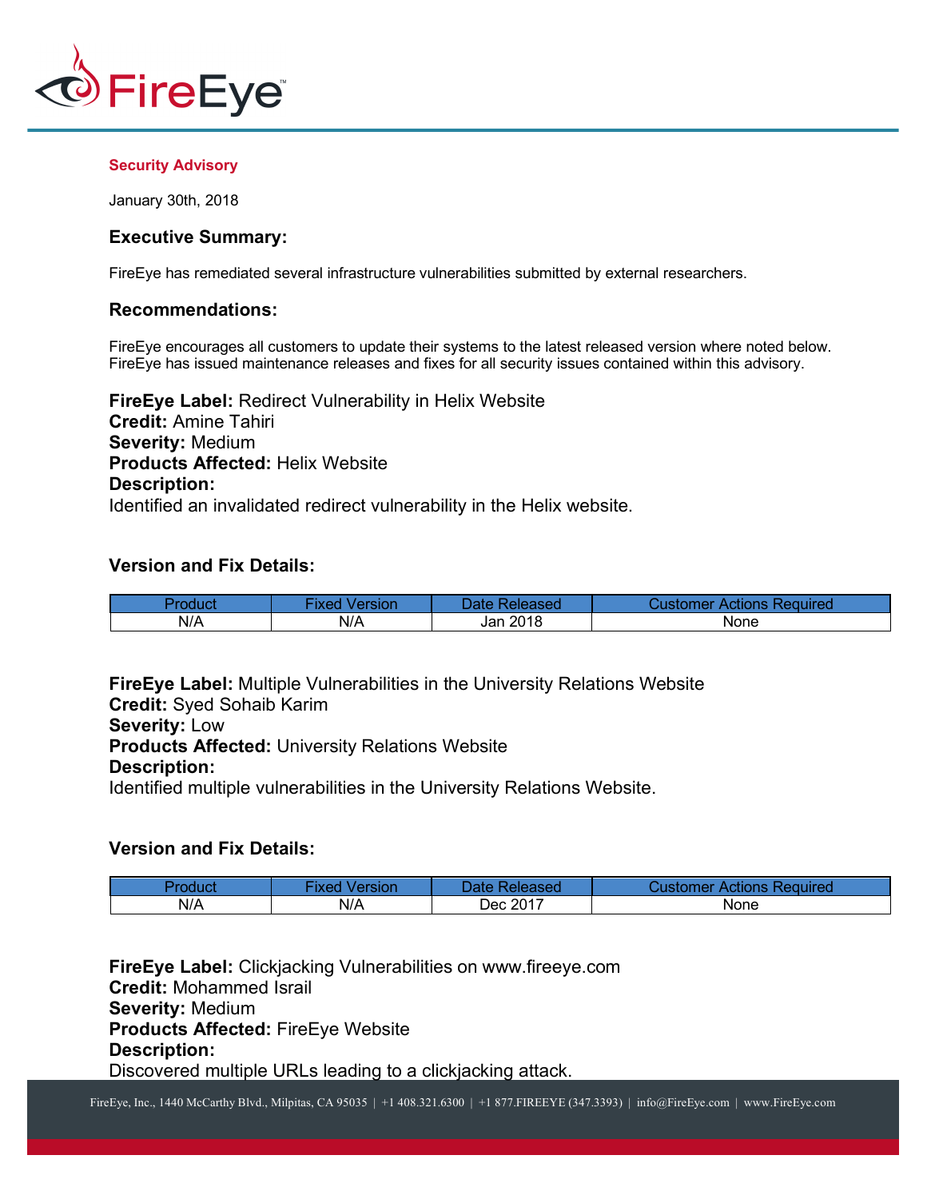**Security Advisory**

January 30th, 2018

### Executive Summary:

FireEye has remediated several infrastructure vulnerabilities submitted by external researchers.

### Recommendations:

FireEye encourages all customers to update their systems to the latest released version where noted below. FireEye has issued maintenance releases and fixes for all security issues contained within this advisory.

**FireEye Label:** Redirect Vulnerability in Helix Website
**Credit:** Amine Tahiri
**Severity:** Medium
**Products Affected:** Helix Website
**Description:**
Identified an invalidated redirect vulnerability in the Helix website.

### Version and Fix Details:

| Product | Fixed Version | Date Released | Customer Actions Required |
|---|---|---|---|
| N/A | N/A | Jan 2018 | None |

**FireEye Label:** Multiple Vulnerabilities in the University Relations Website
**Credit:** Syed Sohaib Karim
**Severity:** Low
**Products Affected:** University Relations Website
**Description:**
Identified multiple vulnerabilities in the University Relations Website.

### Version and Fix Details:

| Product | Fixed Version | Date Released | Customer Actions Required |
|---|---|---|---|
| N/A | N/A | Dec 2017 | None |

**FireEye Label:** Clickjacking Vulnerabilities on www.fireeye.com
**Credit:** Mohammed Israil
**Severity:** Medium
**Products Affected:** FireEye Website
**Description:**
Discovered multiple URLs leading to a clickjacking attack.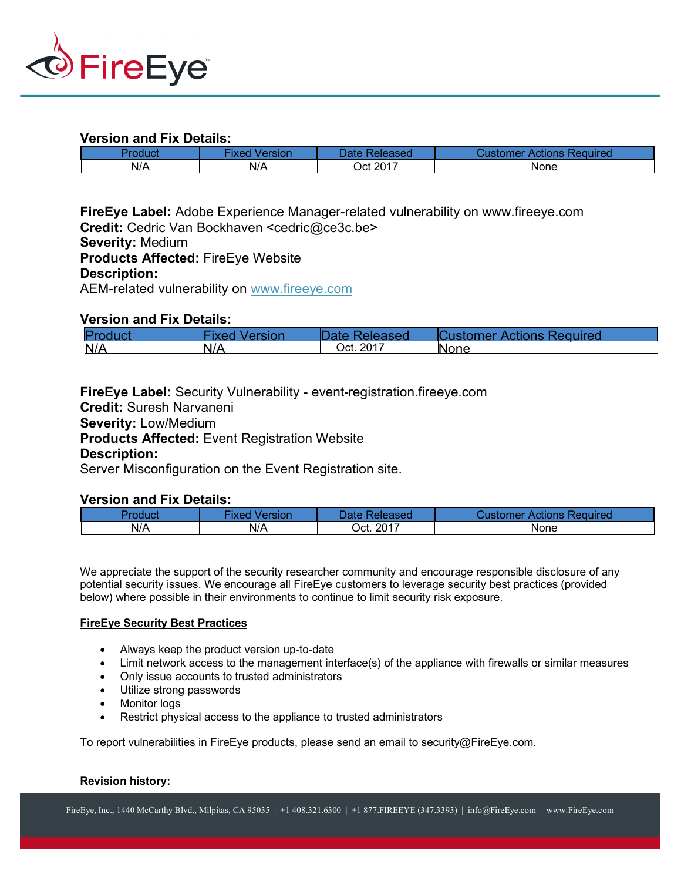**Version and Fix Details:**

| Product | Fixed Version | Date Released | Customer Actions Required |
| --- | --- | --- | --- |
| N/A | N/A | Oct 2017 | None |

**FireEye Label:** Adobe Experience Manager-related vulnerability on www.fireeye.com
**Credit:** Cedric Van Bockhaven <cedric@ce3c.be>
**Severity:** Medium
**Products Affected:** FireEye Website
**Description:**
AEM-related vulnerability on [www.fireeye.com](http://www.fireeye.com)

**Version and Fix Details:**

| Product | Fixed Version | Date Released | Customer Actions Required |
| --- | --- | --- | --- |
| N/A | N/A | Oct. 2017 | None |

**FireEye Label:** Security Vulnerability - event-registration.fireeye.com
**Credit:** Suresh Narvaneni
**Severity:** Low/Medium
**Products Affected:** Event Registration Website
**Description:**
Server Misconfiguration on the Event Registration site.

**Version and Fix Details:**

| Product | Fixed Version | Date Released | Customer Actions Required |
| --- | --- | --- | --- |
| N/A | N/A | Oct. 2017 | None |

We appreciate the support of the security researcher community and encourage responsible disclosure of any potential security issues. We encourage all FireEye customers to leverage security best practices (provided below) where possible in their environments to continue to limit security risk exposure.

**FireEye Security Best Practices**

- Always keep the product version up-to-date
- Limit network access to the management interface(s) of the appliance with firewalls or similar measures
- Only issue accounts to trusted administrators
- Utilize strong passwords
- Monitor logs
- Restrict physical access to the appliance to trusted administrators

To report vulnerabilities in FireEye products, please send an email to security@FireEye.com.

**Revision history:**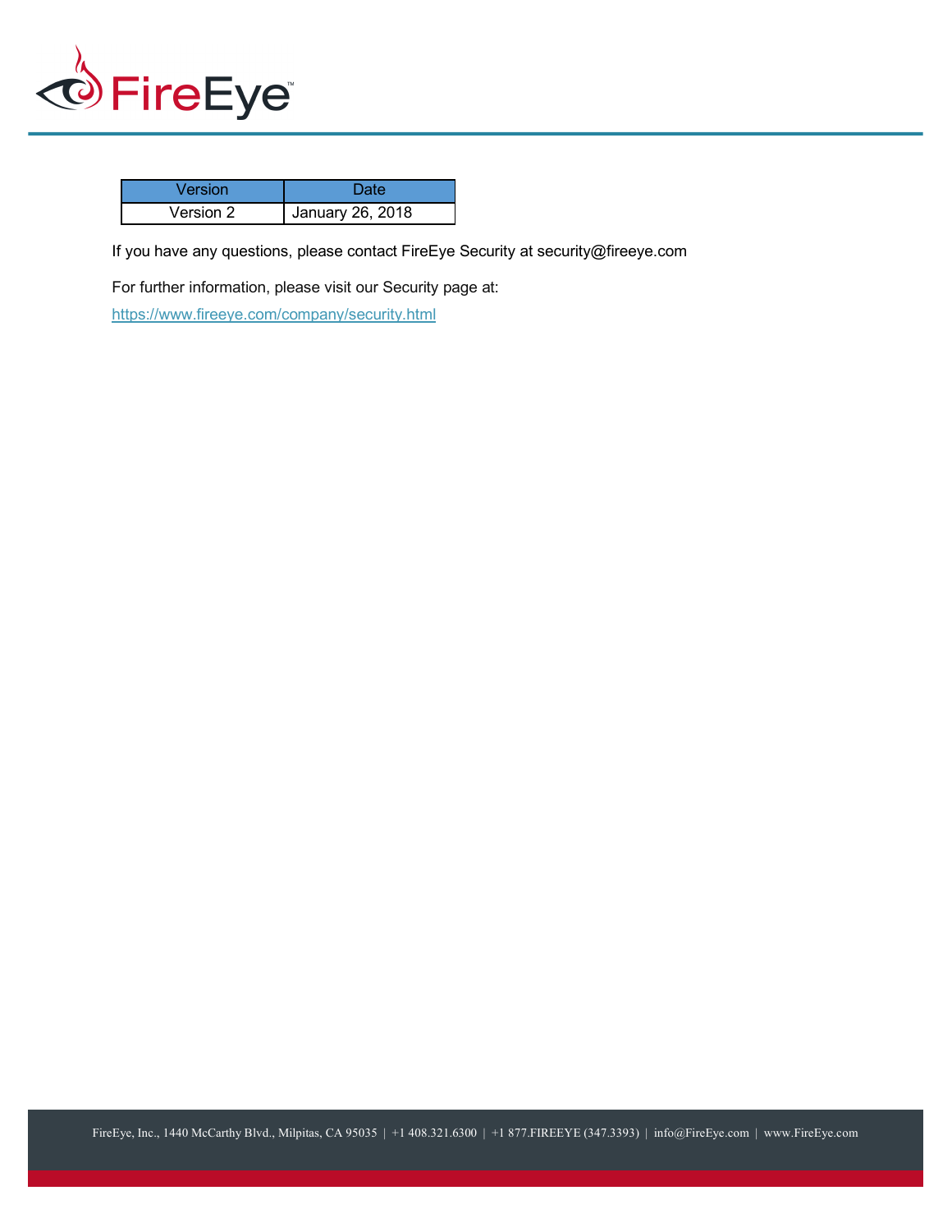| Version | Date |
| --- | --- |
| Version 2 | January 26, 2018 |

If you have any questions, please contact FireEye Security at security@fireeye.com

For further information, please visit our Security page at:

https://www.fireeye.com/company/security.html